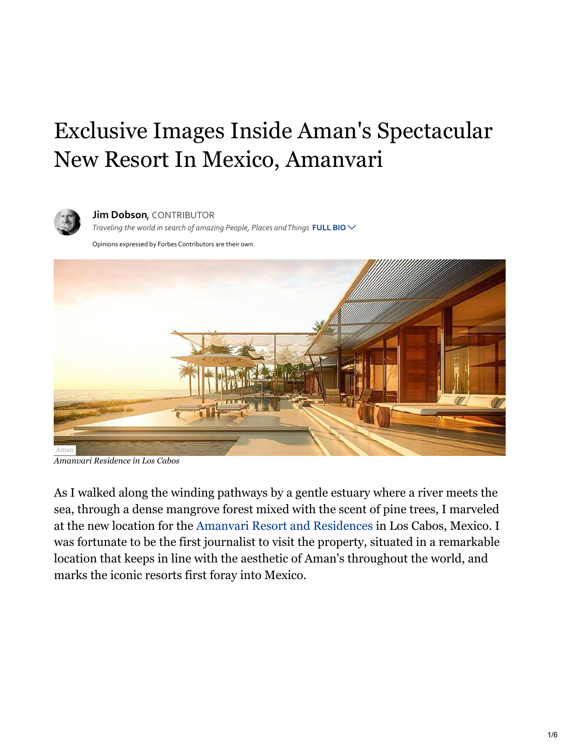# Exclusive Images Inside Aman's Spectacular New Resort In Mexico, Amanvari

**Jim Dobson,** CONTRIBUTOR

*Traveling the world in search of amazing People, Places and Things* **FULL BIO**

Opinions expressed by Forbes Contributors are their own.

Aman

*Amanvari Residence in Los Cabos*

As I walked along the winding pathways by a gentle estuary where a river meets the sea, through a dense mangrove forest mixed with the scent of pine trees, I marveled at the new location for the Amanvari Resort and Residences in Los Cabos, Mexico. I was fortunate to be the first journalist to visit the property, situated in a remarkable location that keeps in line with the aesthetic of Aman's throughout the world, and marks the iconic resorts first foray into Mexico.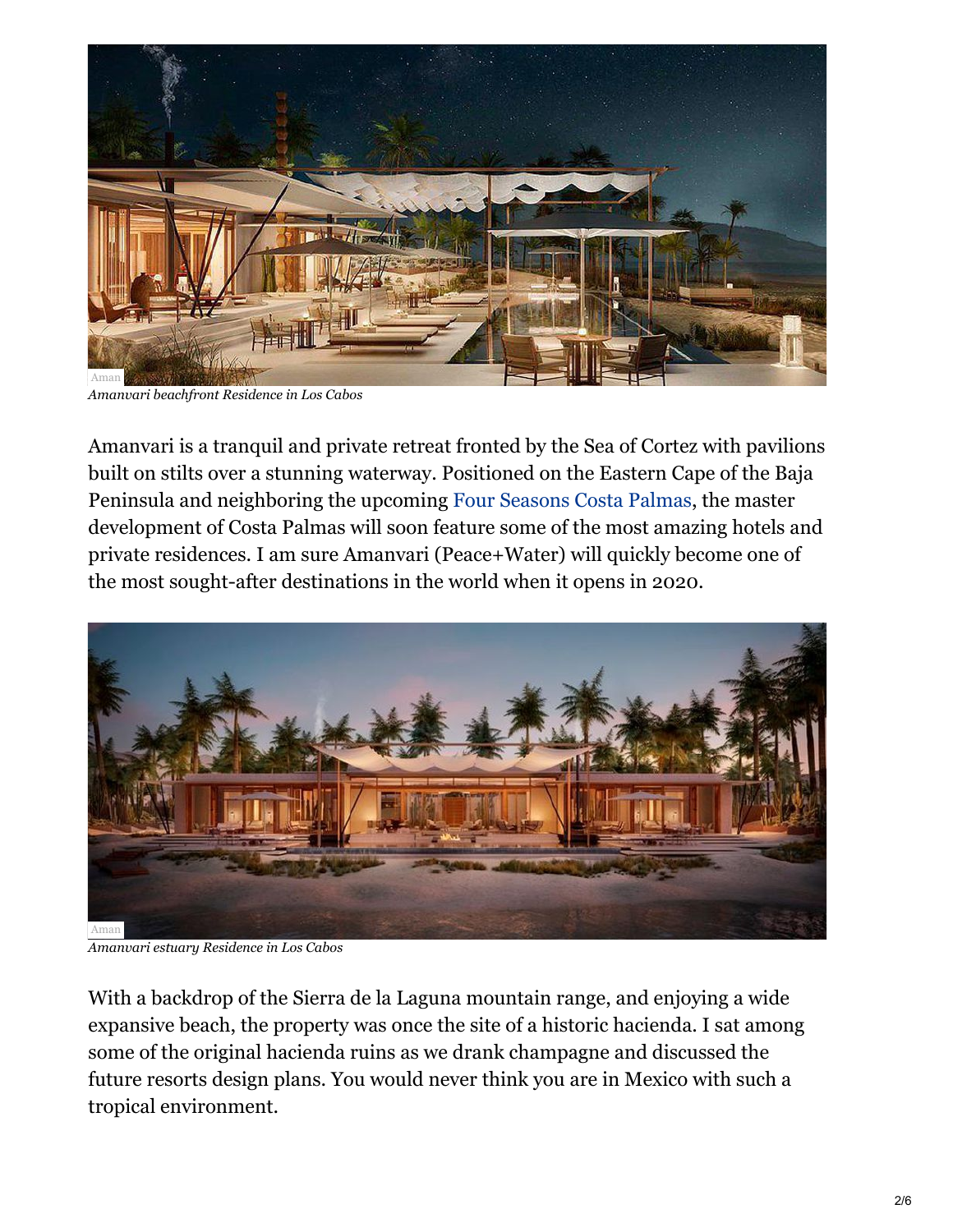Aman

*Amanvari beachfront Residence in Los Cabos*

Amanvari is a tranquil and private retreat fronted by the Sea of Cortez with pavilions built on stilts over a stunning waterway. Positioned on the Eastern Cape of the Baja Peninsula and neighboring the upcoming Four Seasons Costa Palmas, the master development of Costa Palmas will soon feature some of the most amazing hotels and private residences. I am sure Amanvari (Peace+Water) will quickly become one of the most sought-after destinations in the world when it opens in 2020.

Aman

*Amanvari estuary Residence in Los Cabos*

With a backdrop of the Sierra de la Laguna mountain range, and enjoying a wide expansive beach, the property was once the site of a historic hacienda. I sat among some of the original hacienda ruins as we drank champagne and discussed the future resorts design plans. You would never think you are in Mexico with such a tropical environment.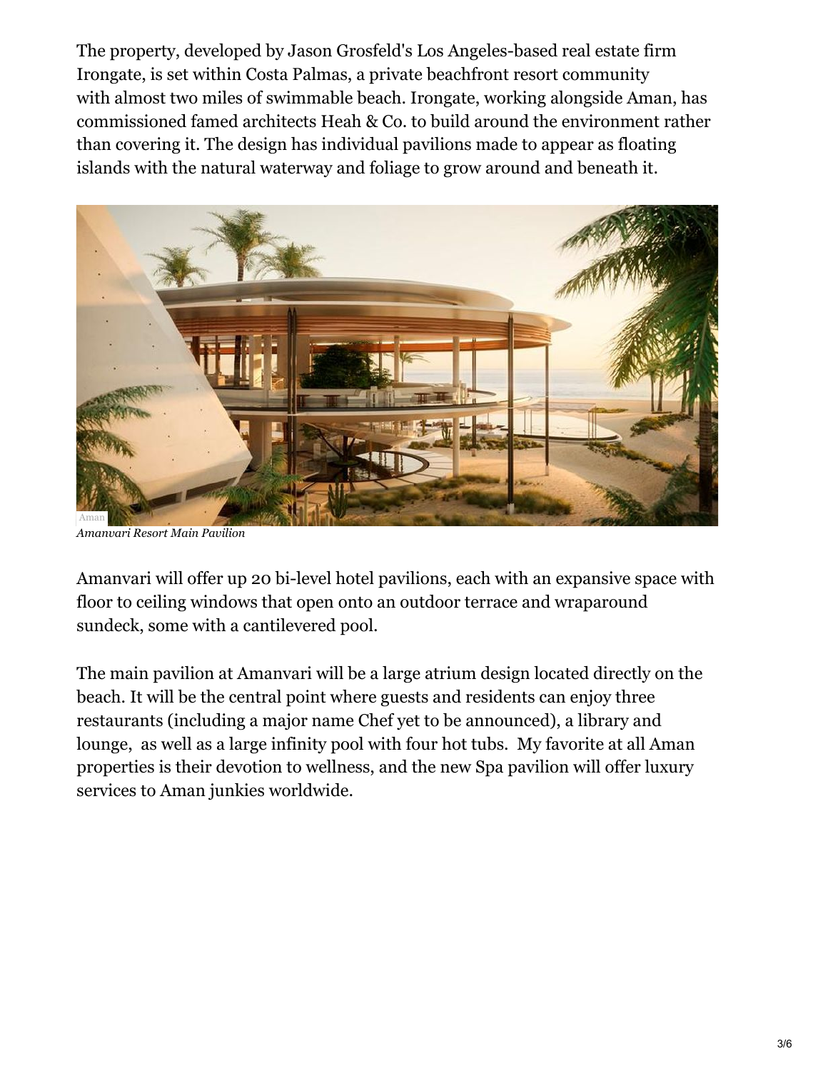The property, developed by Jason Grosfeld's Los Angeles-based real estate firm Irongate, is set within Costa Palmas, a private beachfront resort community with almost two miles of swimmable beach. Irongate, working alongside Aman, has commissioned famed architects Heah & Co. to build around the environment rather than covering it. The design has individual pavilions made to appear as floating islands with the natural waterway and foliage to grow around and beneath it.

Aman

*Amanvari Resort Main Pavilion*

Amanvari will offer up 20 bi-level hotel pavilions, each with an expansive space with floor to ceiling windows that open onto an outdoor terrace and wraparound sundeck, some with a cantilevered pool.

The main pavilion at Amanvari will be a large atrium design located directly on the beach. It will be the central point where guests and residents can enjoy three restaurants (including a major name Chef yet to be announced), a library and lounge, as well as a large infinity pool with four hot tubs. My favorite at all Aman properties is their devotion to wellness, and the new Spa pavilion will offer luxury services to Aman junkies worldwide.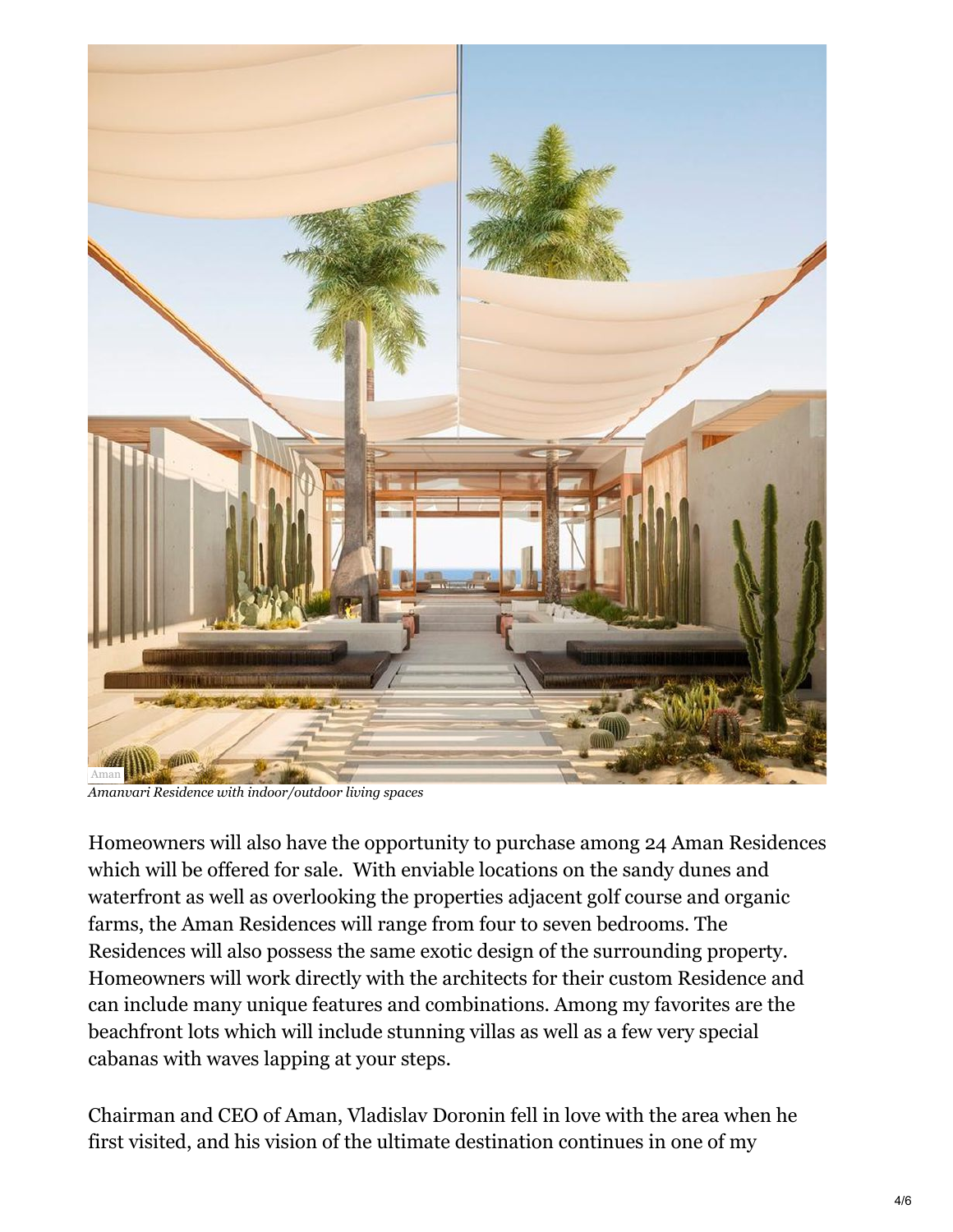Aman

*Amanvari Residence with indoor/outdoor living spaces*

Homeowners will also have the opportunity to purchase among 24 Aman Residences which will be offered for sale. With enviable locations on the sandy dunes and waterfront as well as overlooking the properties adjacent golf course and organic farms, the Aman Residences will range from four to seven bedrooms. The Residences will also possess the same exotic design of the surrounding property. Homeowners will work directly with the architects for their custom Residence and can include many unique features and combinations. Among my favorites are the beachfront lots which will include stunning villas as well as a few very special cabanas with waves lapping at your steps.

Chairman and CEO of Aman, Vladislav Doronin fell in love with the area when he first visited, and his vision of the ultimate destination continues in one of my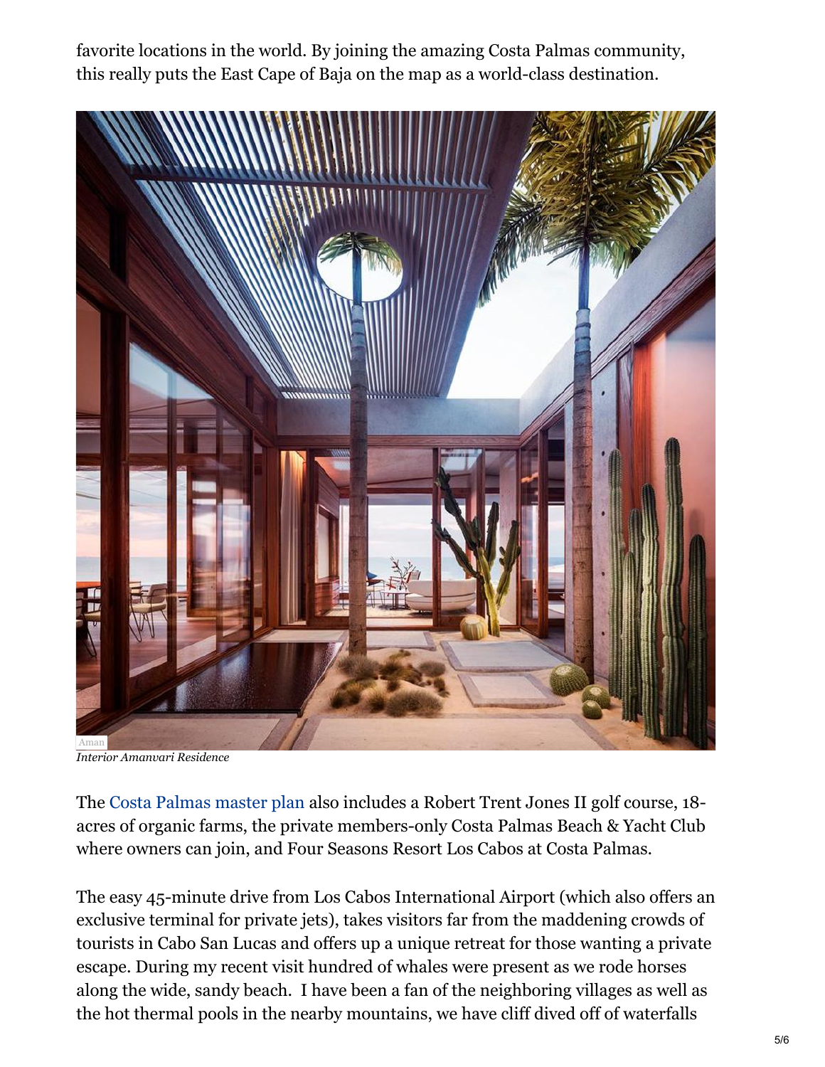favorite locations in the world. By joining the amazing Costa Palmas community, this really puts the East Cape of Baja on the map as a world-class destination.

Aman

*Interior Amanvari Residence*

The Costa Palmas master plan also includes a Robert Trent Jones II golf course, 18-acres of organic farms, the private members-only Costa Palmas Beach & Yacht Club where owners can join, and Four Seasons Resort Los Cabos at Costa Palmas.

The easy 45-minute drive from Los Cabos International Airport (which also offers an exclusive terminal for private jets), takes visitors far from the maddening crowds of tourists in Cabo San Lucas and offers up a unique retreat for those wanting a private escape. During my recent visit hundred of whales were present as we rode horses along the wide, sandy beach.  I have been a fan of the neighboring villages as well as the hot thermal pools in the nearby mountains, we have cliff dived off of waterfalls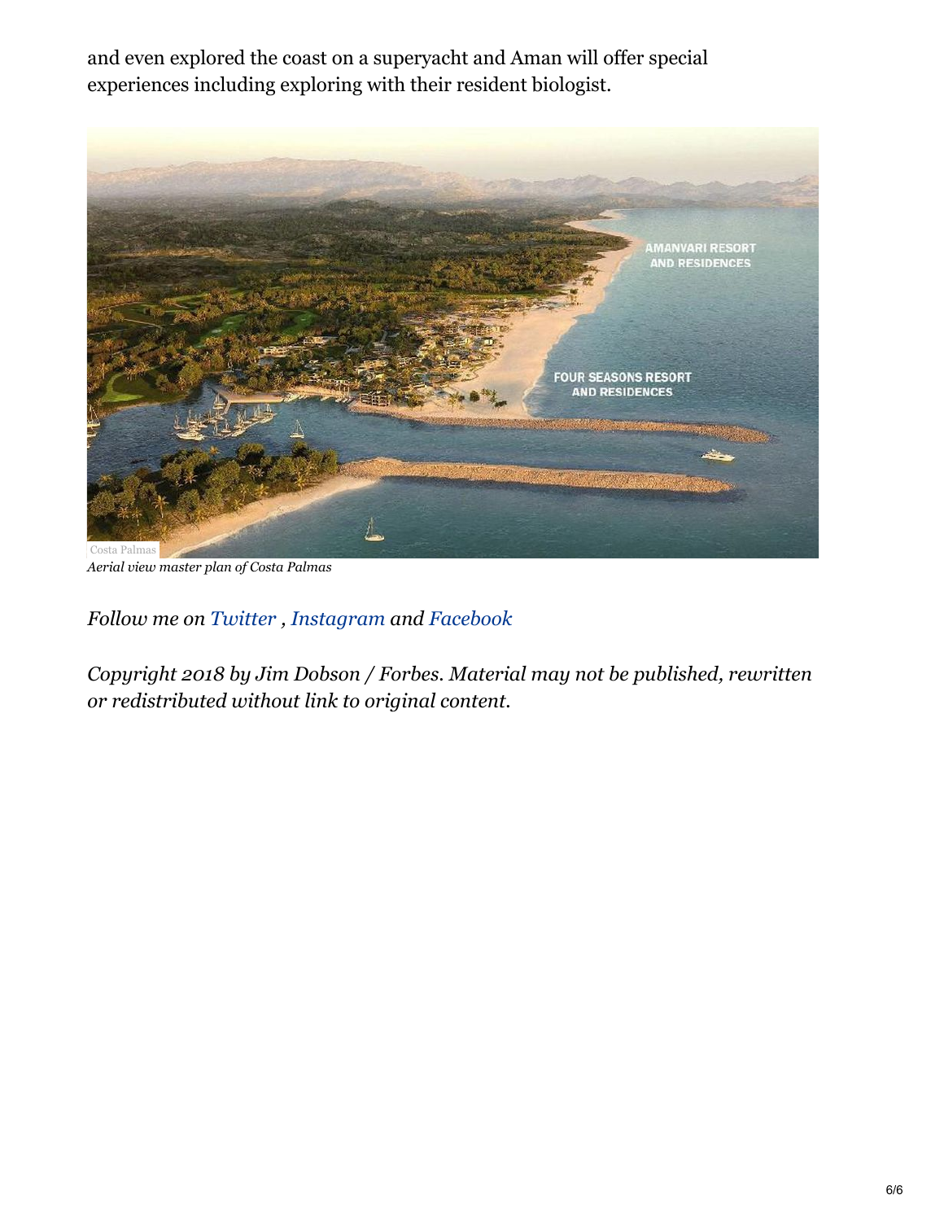and even explored the coast on a superyacht and Aman will offer special experiences including exploring with their resident biologist.

Costa Palmas

*Aerial view master plan of Costa Palmas*

*Follow me on Twitter , Instagram and Facebook*

*Copyright 2018 by Jim Dobson / Forbes. Material may not be published, rewritten or redistributed without link to original content.*